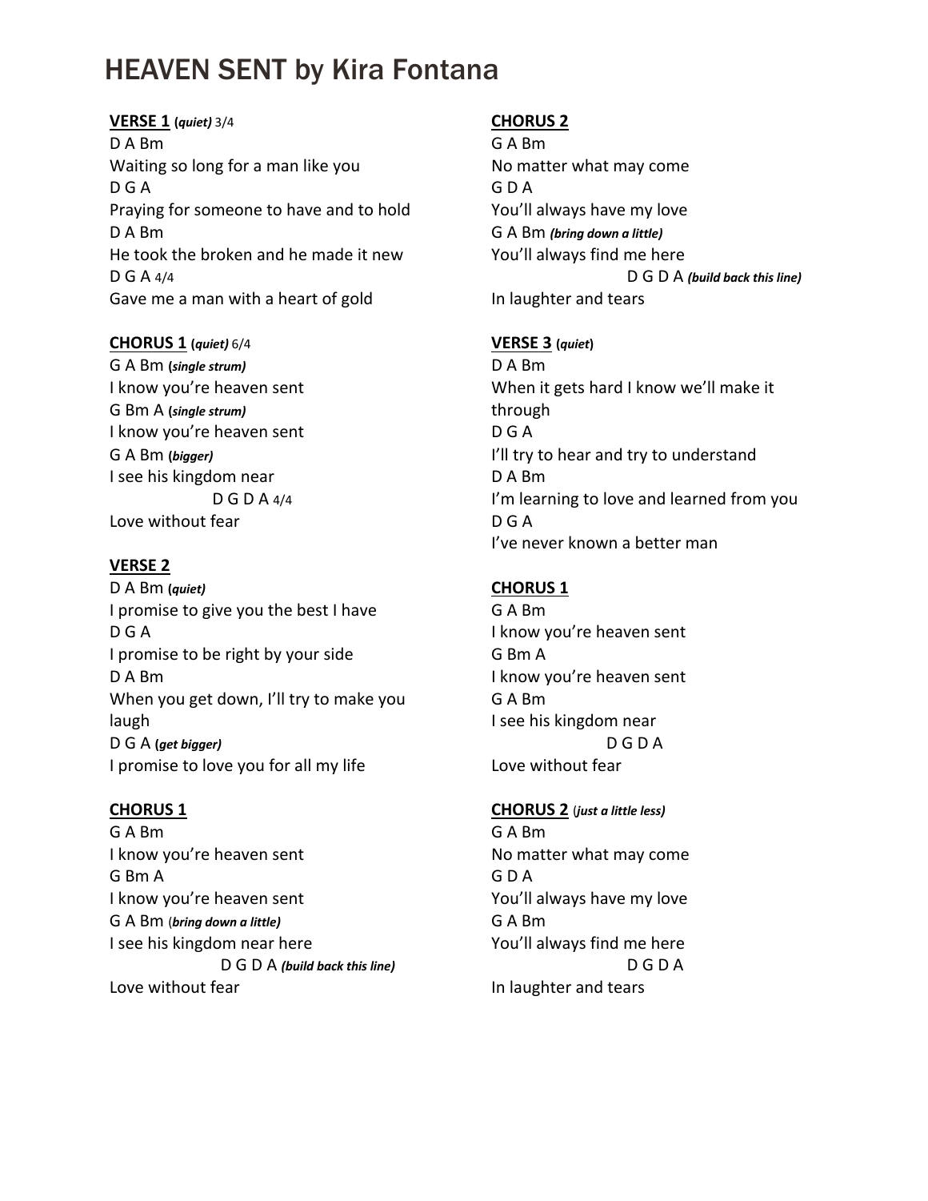# HEAVEN SENT by Kira Fontana

**VERSE 1** (***quiet)*** 3/4
D A Bm
Waiting so long for a man like you
D G A
Praying for someone to have and to hold
D A Bm
He took the broken and he made it new
D G A 4/4
Gave me a man with a heart of gold

**CHORUS 1** (***quiet)*** 6/4
G A Bm (***single strum)***
I know you're heaven sent
G Bm A (***single strum)***
I know you're heaven sent
G A Bm (***bigger)***
I see his kingdom near
D G D A 4/4
Love without fear

**VERSE 2**
D A Bm (***quiet)***
I promise to give you the best I have
D G A
I promise to be right by your side
D A Bm
When you get down, I'll try to make you laugh
D G A (***get bigger)***
I promise to love you for all my life

**CHORUS 1**
G A Bm
I know you're heaven sent
G Bm A
I know you're heaven sent
G A Bm (***bring down a little)***
I see his kingdom near here
D G D A ***(build back this line)***
Love without fear

**CHORUS 2**
G A Bm
No matter what may come
G D A
You'll always have my love
G A Bm ***(bring down a little)***
You'll always find me here
D G D A ***(build back this line)***
In laughter and tears

**VERSE 3** (***quiet*)**
D A Bm
When it gets hard I know we'll make it through
D G A
I'll try to hear and try to understand
D A Bm
I'm learning to love and learned from you
D G A
I've never known a better man

**CHORUS 1**
G A Bm
I know you're heaven sent
G Bm A
I know you're heaven sent
G A Bm
I see his kingdom near
D G D A
Love without fear

**CHORUS 2** (***just a little less)***
G A Bm
No matter what may come
G D A
You'll always have my love
G A Bm
You'll always find me here
D G D A
In laughter and tears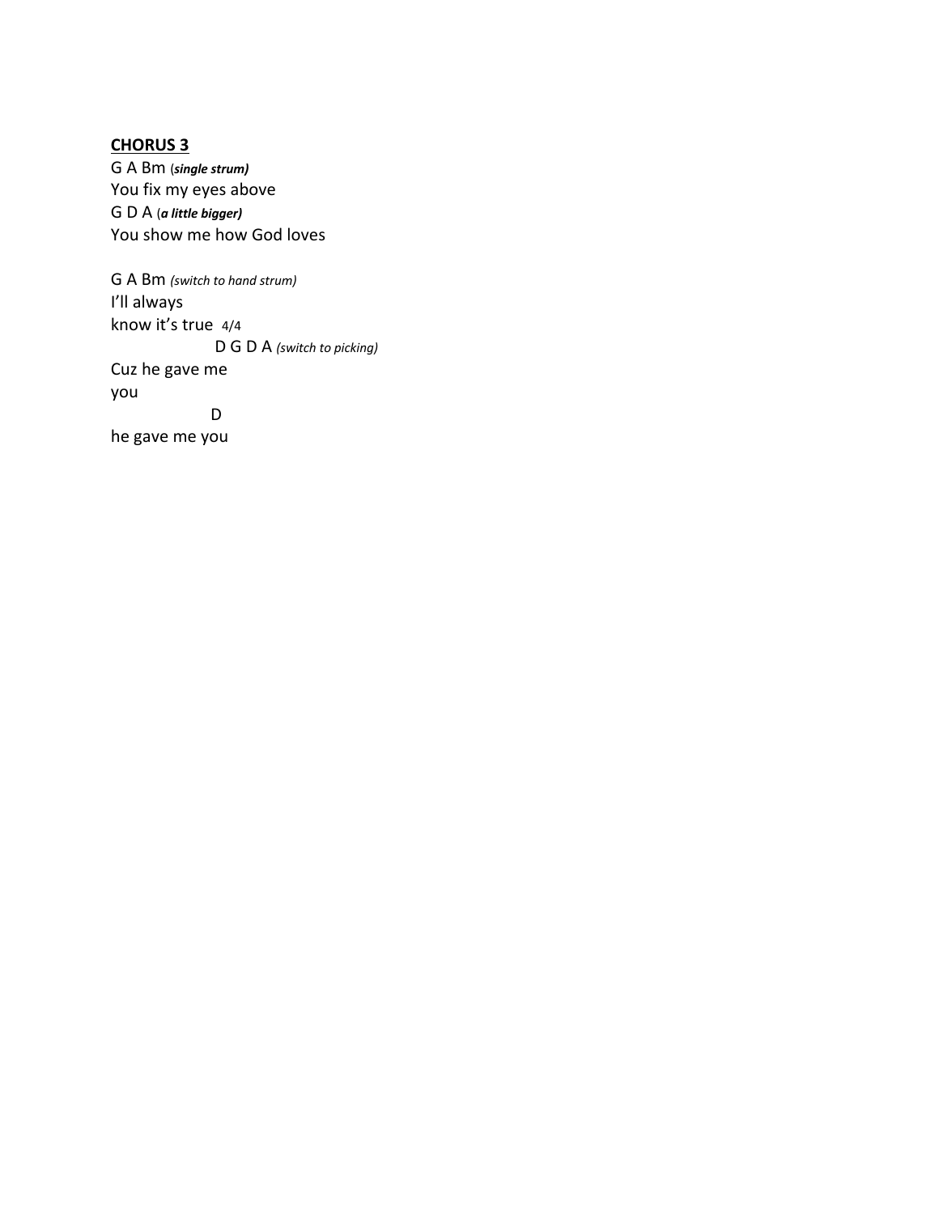**CHORUS 3**

G A Bm (***single strum)***
You fix my eyes above
G D A (***a little bigger)***
You show me how God loves

G A Bm *(switch to hand strum)*
I'll always
know it's true 4/4
D G D A *(switch to picking)*
Cuz he gave me
you
D
he gave me you